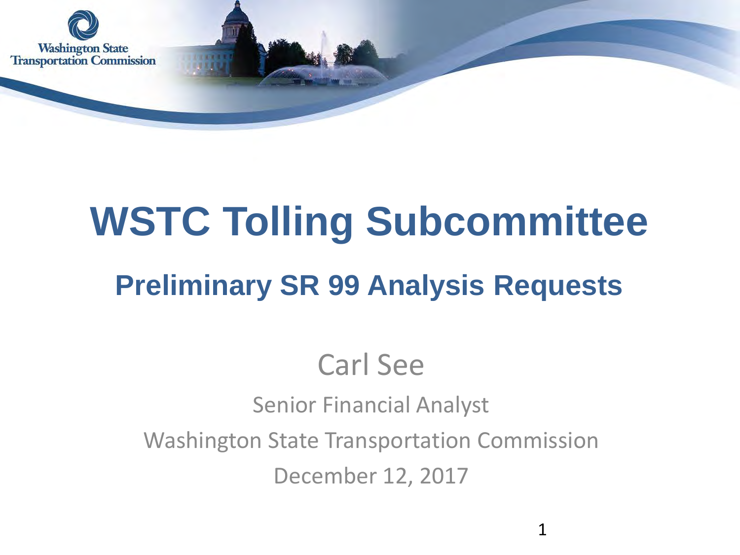Washington State Transportation Commission

# WSTC Tolling Subcommittee

## Preliminary SR 99 Analysis Requests

Carl See

Senior Financial Analyst

Washington State Transportation Commission

December 12, 2017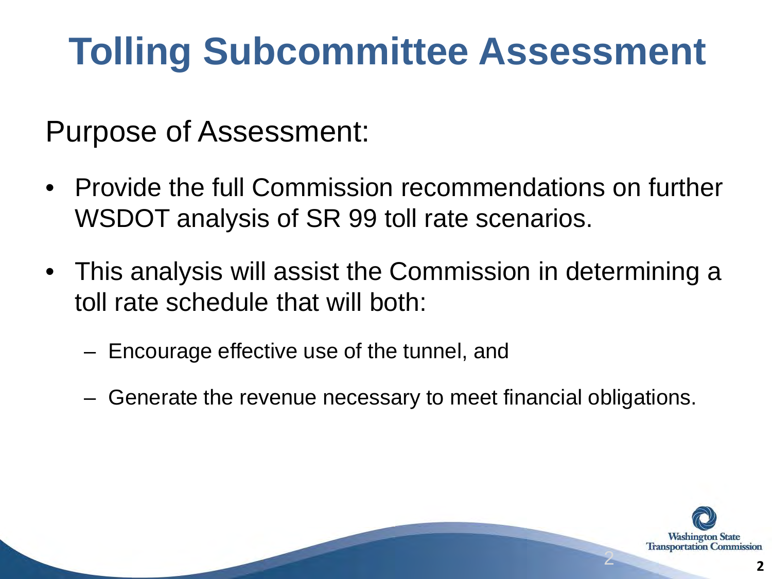# Tolling Subcommittee Assessment

Purpose of Assessment:

- Provide the full Commission recommendations on further WSDOT analysis of SR 99 toll rate scenarios.
- This analysis will assist the Commission in determining a toll rate schedule that will both:
  - Encourage effective use of the tunnel, and
  - Generate the revenue necessary to meet financial obligations.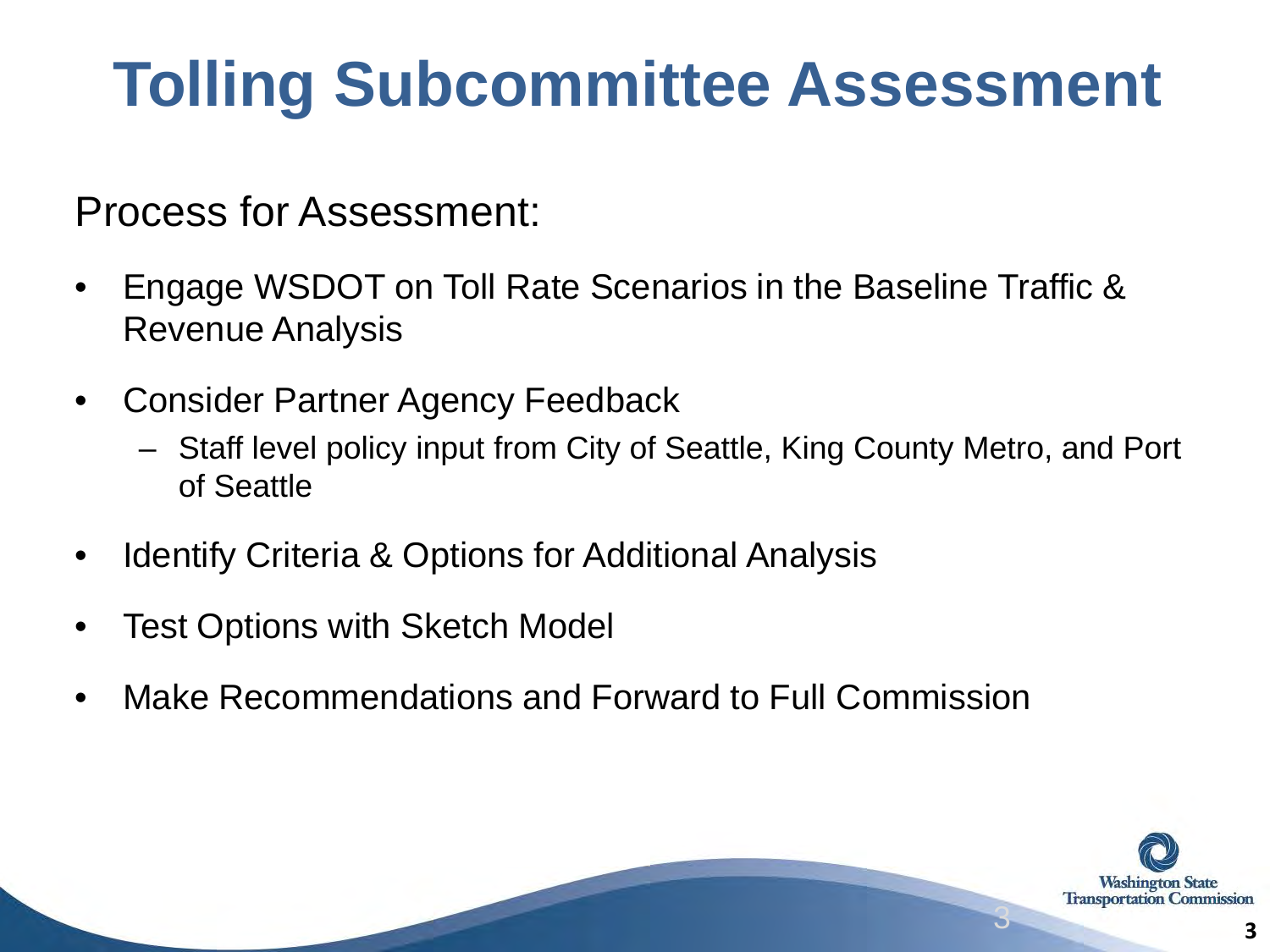# Tolling Subcommittee Assessment

Process for Assessment:

- Engage WSDOT on Toll Rate Scenarios in the Baseline Traffic & Revenue Analysis
- Consider Partner Agency Feedback
  - Staff level policy input from City of Seattle, King County Metro, and Port of Seattle
- Identify Criteria & Options for Additional Analysis
- Test Options with Sketch Model
- Make Recommendations and Forward to Full Commission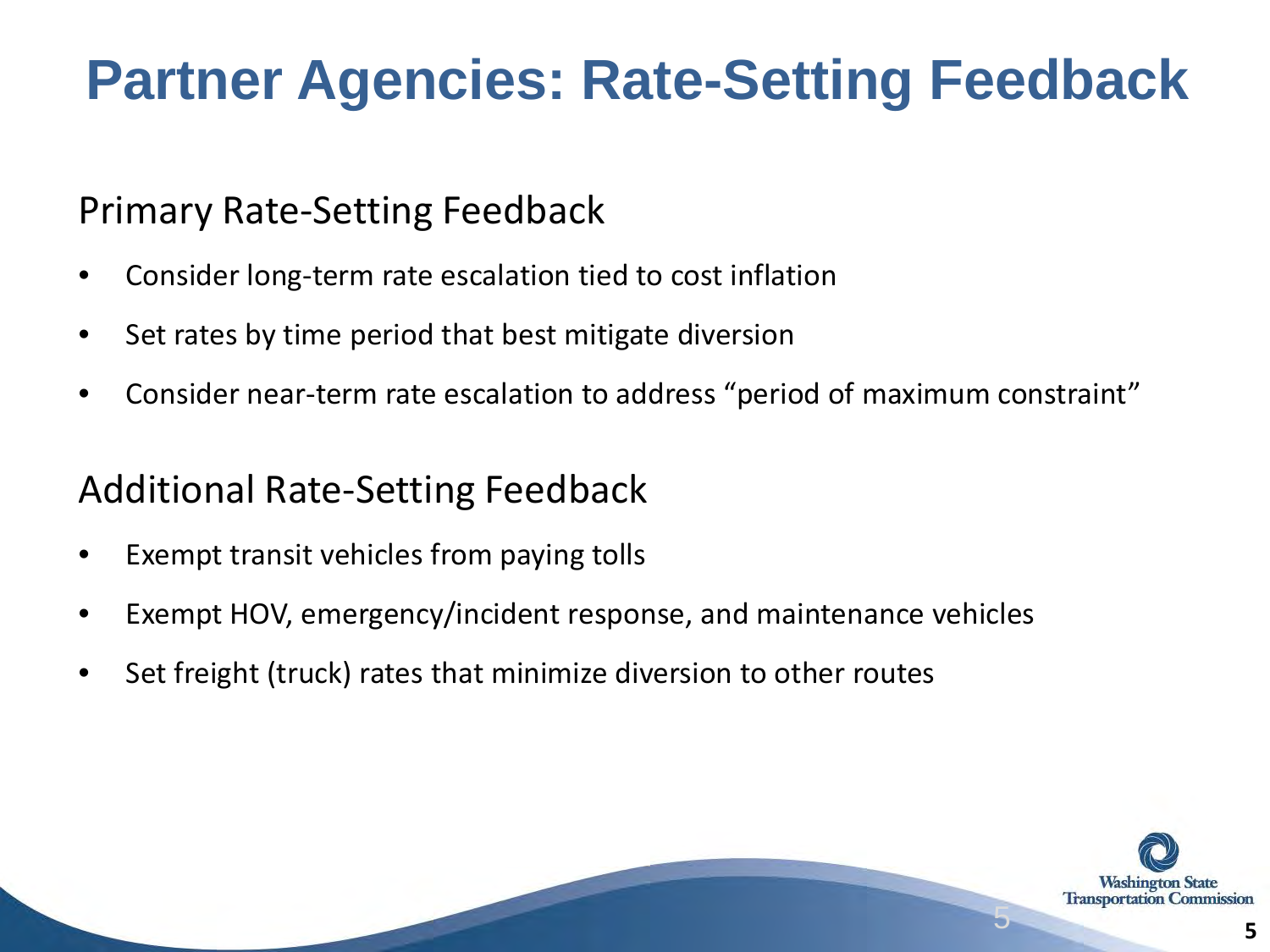# Partner Agencies: Rate-Setting Feedback

## Primary Rate-Setting Feedback

- Consider long-term rate escalation tied to cost inflation
- Set rates by time period that best mitigate diversion
- Consider near-term rate escalation to address “period of maximum constraint”

## Additional Rate-Setting Feedback

- Exempt transit vehicles from paying tolls
- Exempt HOV, emergency/incident response, and maintenance vehicles
- Set freight (truck) rates that minimize diversion to other routes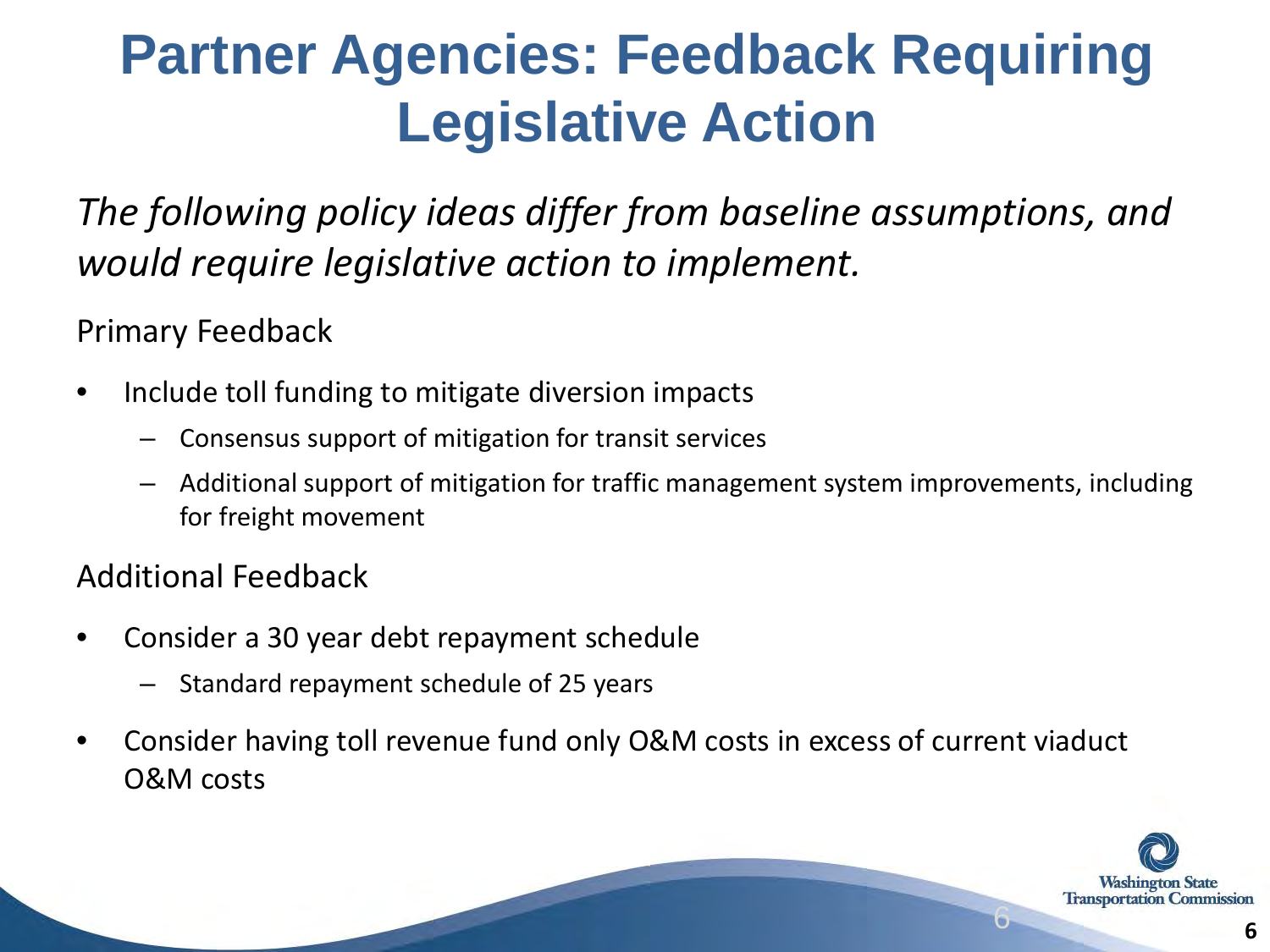# Partner Agencies: Feedback Requiring Legislative Action

*The following policy ideas differ from baseline assumptions, and would require legislative action to implement.*

Primary Feedback

- Include toll funding to mitigate diversion impacts
  - Consensus support of mitigation for transit services
  - Additional support of mitigation for traffic management system improvements, including for freight movement

Additional Feedback

- Consider a 30 year debt repayment schedule
  - Standard repayment schedule of 25 years
- Consider having toll revenue fund only O&M costs in excess of current viaduct O&M costs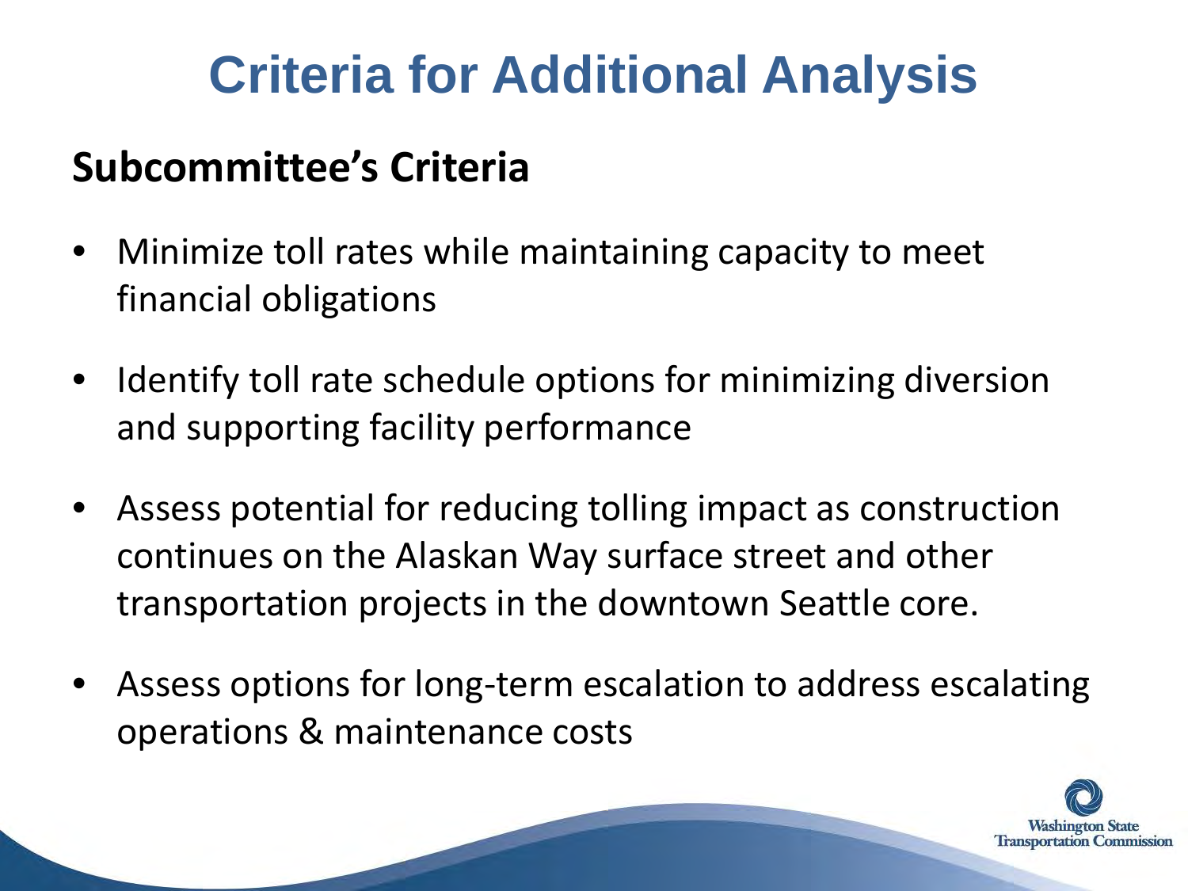# Criteria for Additional Analysis

## Subcommittee's Criteria

- Minimize toll rates while maintaining capacity to meet financial obligations
- Identify toll rate schedule options for minimizing diversion and supporting facility performance
- Assess potential for reducing tolling impact as construction continues on the Alaskan Way surface street and other transportation projects in the downtown Seattle core.
- Assess options for long-term escalation to address escalating operations & maintenance costs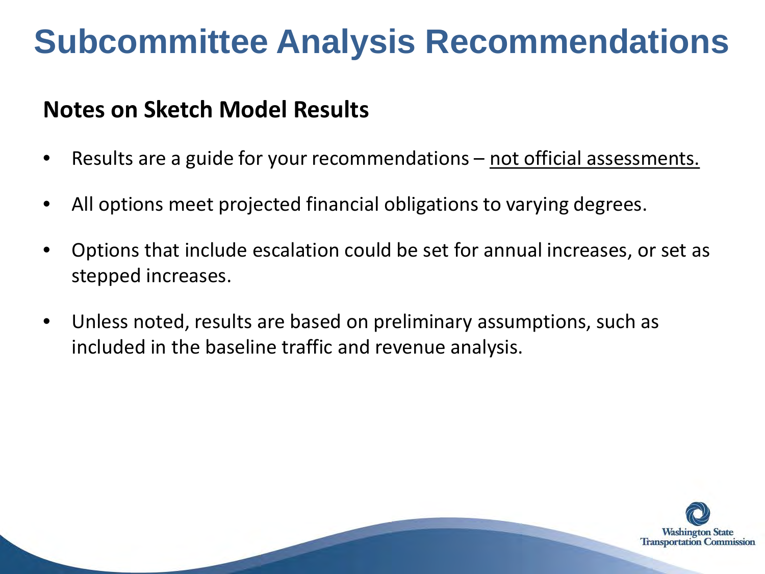# Subcommittee Analysis Recommendations

## Notes on Sketch Model Results

- Results are a guide for your recommendations – not official assessments.
- All options meet projected financial obligations to varying degrees.
- Options that include escalation could be set for annual increases, or set as stepped increases.
- Unless noted, results are based on preliminary assumptions, such as included in the baseline traffic and revenue analysis.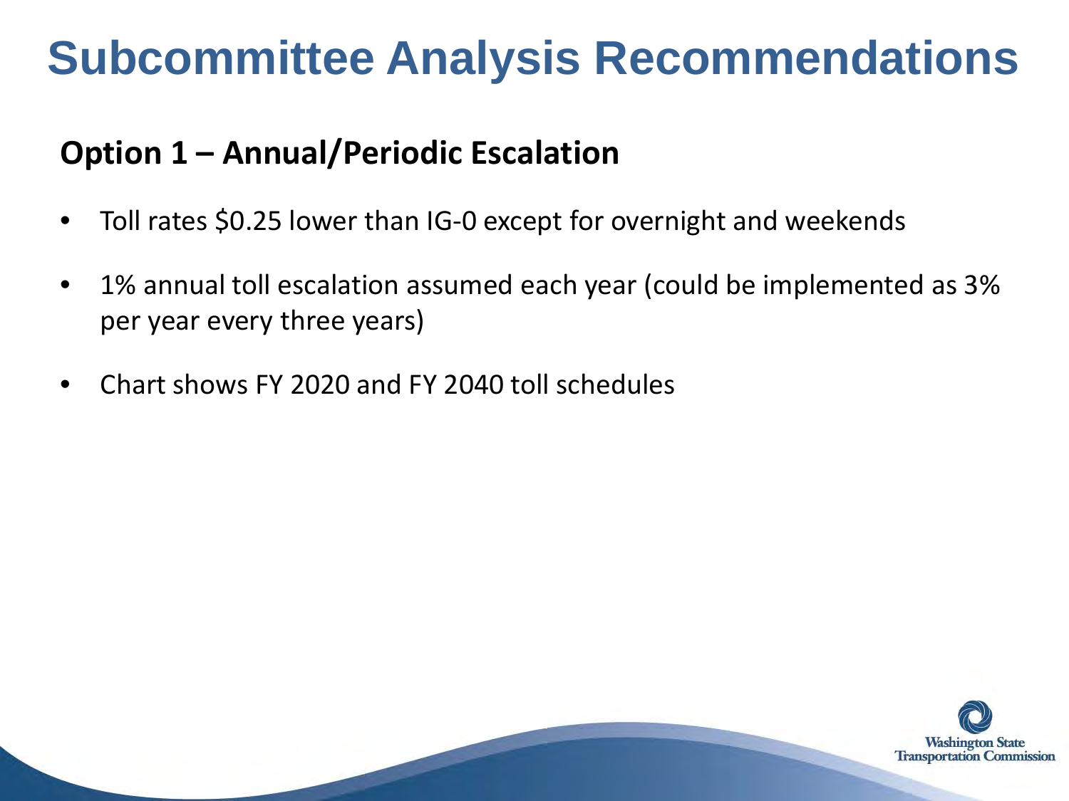# Subcommittee Analysis Recommendations

## Option 1 – Annual/Periodic Escalation

- Toll rates $0.25 lower than IG-0 except for overnight and weekends
- 1% annual toll escalation assumed each year (could be implemented as 3% per year every three years)
- Chart shows FY 2020 and FY 2040 toll schedules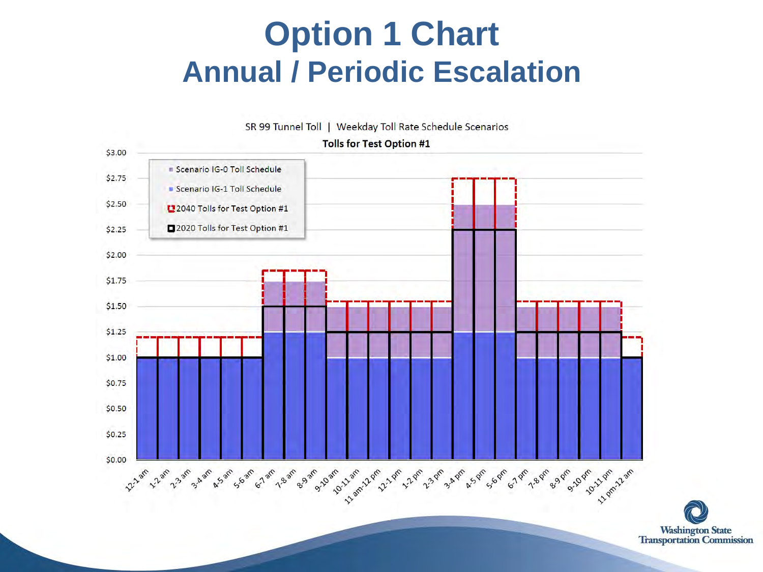# Option 1 Chart

## Annual / Periodic Escalation

SR 99 Tunnel Toll | Weekday Toll Rate Schedule Scenarios

**Tolls for Test Option #1**

- Scenario IG-0 Toll Schedule
- Scenario IG-1 Toll Schedule
- 2040 Tolls for Test Option #1
- 2020 Tolls for Test Option #1

| Time | 2020 Tolls for Test Option #1 | 2040 Tolls for Test Option #1 |
| --- | --- | --- |
| 12-1 am | $1.00 | $1.20 |
| 1-2 am | $1.00 | $1.20 |
| 2-3 am | $1.00 | $1.20 |
| 3-4 am | $1.00 | $1.20 |
| 4-5 am | $1.00 | $1.20 |
| 5-6 am | $1.00 | $1.20 |
| 6-7 am | $1.50 | $1.85 |
| 7-8 am | $1.50 | $1.85 |
| 8-9 am | $1.50 | $1.85 |
| 9-10 am | $1.25 | $1.55 |
| 10-11 am | $1.25 | $1.55 |
| 11 am-12 pm | $1.25 | $1.55 |
| 12-1 pm | $1.25 | $1.55 |
| 1-2 pm | $1.25 | $1.55 |
| 2-3 pm | $1.25 | $1.55 |
| 3-4 pm | $2.25 | $2.75 |
| 4-5 pm | $2.25 | $2.75 |
| 5-6 pm | $2.25 | $2.75 |
| 6-7 pm | $1.25 | $1.55 |
| 7-8 pm | $1.25 | $1.55 |
| 8-9 pm | $1.25 | $1.55 |
| 9-10 pm | $1.25 | $1.55 |
| 10-11 pm | $1.25 | $1.55 |
| 11 pm-12 am | $1.00 | $1.20 |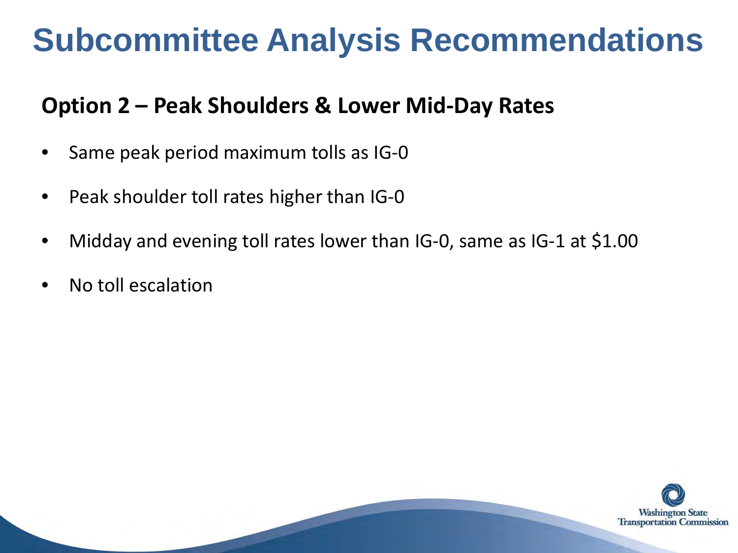# Subcommittee Analysis Recommendations

**Option 2 – Peak Shoulders & Lower Mid-Day Rates**

- Same peak period maximum tolls as IG-0
- Peak shoulder toll rates higher than IG-0
- Midday and evening toll rates lower than IG-0, same as IG-1 at $1.00
- No toll escalation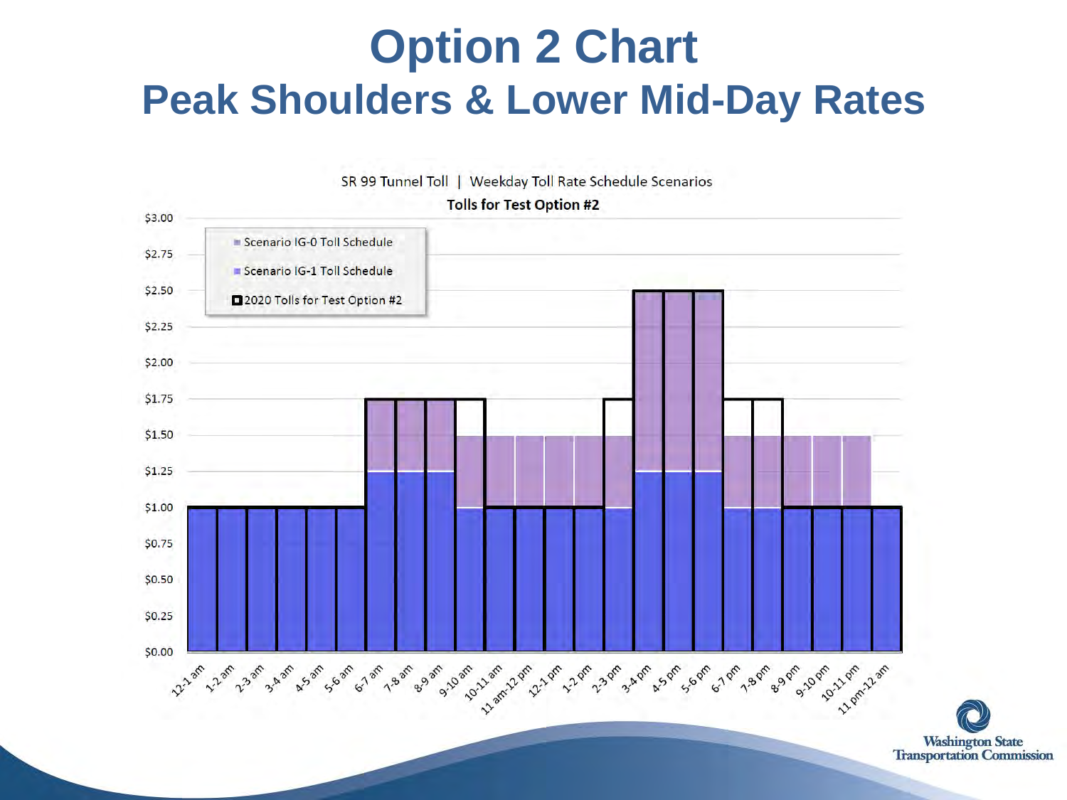# Option 2 Chart

## Peak Shoulders & Lower Mid-Day Rates

SR 99 Tunnel Toll | Weekday Toll Rate Schedule Scenarios

**Tolls for Test Option #2**

| Hour | Scenario IG-0 Toll Schedule | Scenario IG-1 Toll Schedule | 2020 Tolls for Test Option #2 |
|---|---|---|---|
| 12-1 am | $1.00 | $1.00 | $1.00 |
| 1-2 am | $1.00 | $1.00 | $1.00 |
| 2-3 am | $1.00 | $1.00 | $1.00 |
| 3-4 am | $1.00 | $1.00 | $1.00 |
| 4-5 am | $1.00 | $1.00 | $1.00 |
| 5-6 am | $1.00 | $1.00 | $1.00 |
| 6-7 am | $1.25 | $1.75 | $1.75 |
| 7-8 am | $1.25 | $1.75 | $1.75 |
| 8-9 am | $1.25 | $1.75 | $1.75 |
| 9-10 am | $1.00 | $1.50 | $1.75 |
| 10-11 am | $1.00 | $1.50 | $1.00 |
| 11 am-12 pm | $1.00 | $1.50 | $1.00 |
| 12-1 pm | $1.00 | $1.50 | $1.00 |
| 1-2 pm | $1.00 | $1.50 | $1.00 |
| 2-3 pm | $1.00 | $1.50 | $1.75 |
| 3-4 pm | $1.25 | $2.50 | $2.50 |
| 4-5 pm | $1.25 | $2.50 | $2.50 |
| 5-6 pm | $1.25 | $2.50 | $2.50 |
| 6-7 pm | $1.00 | $1.50 | $1.75 |
| 7-8 pm | $1.00 | $1.50 | $1.75 |
| 8-9 pm | $1.00 | $1.50 | $1.00 |
| 9-10 pm | $1.00 | $1.50 | $1.00 |
| 10-11 pm | $1.00 | $1.50 | $1.00 |
| 11 pm-12 am | $1.00 | $1.00 | $1.00 |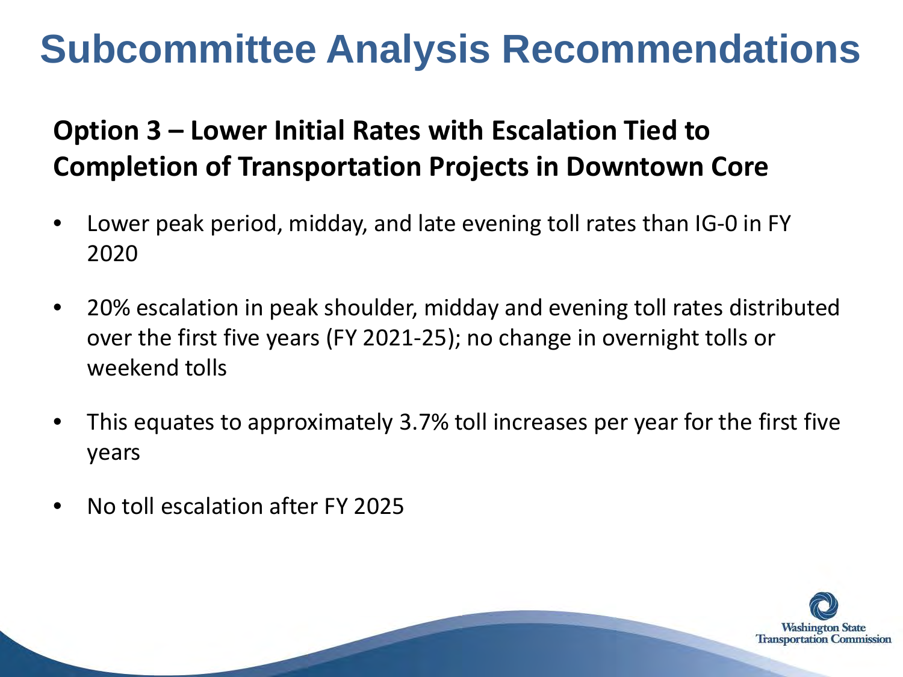# Subcommittee Analysis Recommendations

## Option 3 – Lower Initial Rates with Escalation Tied to Completion of Transportation Projects in Downtown Core

- Lower peak period, midday, and late evening toll rates than IG-0 in FY 2020
- 20% escalation in peak shoulder, midday and evening toll rates distributed over the first five years (FY 2021-25); no change in overnight tolls or weekend tolls
- This equates to approximately 3.7% toll increases per year for the first five years
- No toll escalation after FY 2025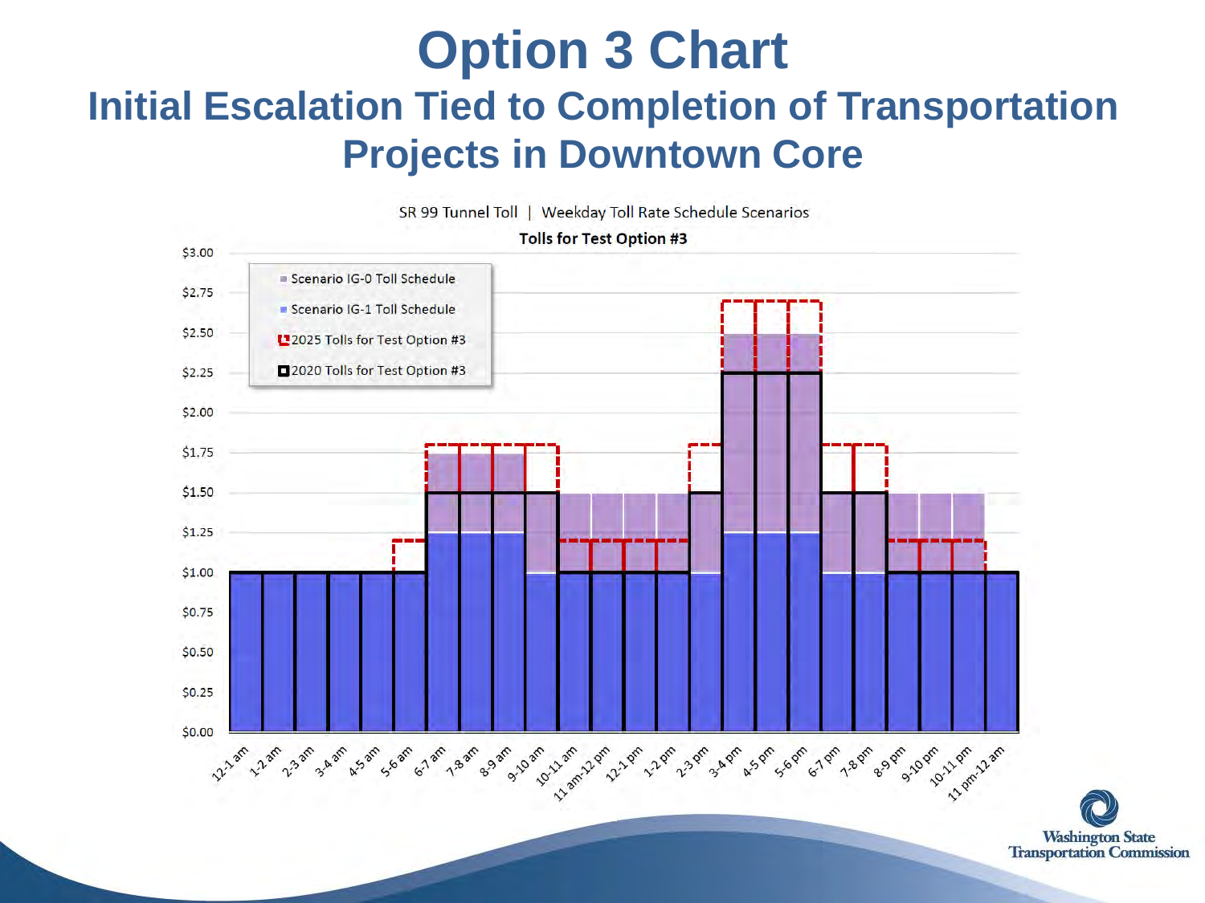# Option 3 Chart

## Initial Escalation Tied to Completion of Transportation Projects in Downtown Core

SR 99 Tunnel Toll | Weekday Toll Rate Schedule Scenarios

**Tolls for Test Option #3**

- Scenario IG-0 Toll Schedule
- Scenario IG-1 Toll Schedule
- 2025 Tolls for Test Option #3
- 2020 Tolls for Test Option #3

| Hour | 2020 Tolls for Test Option #3 | 2025 Tolls for Test Option #3 | Scenario IG-0 Toll Schedule | Scenario IG-1 Toll Schedule |
|---|---|---|---|---|
| 12-1 am | $1.00 | $1.00 | $1.00 | $1.00 |
| 1-2 am | $1.00 | $1.00 | $1.00 | $1.00 |
| 2-3 am | $1.00 | $1.00 | $1.00 | $1.00 |
| 3-4 am | $1.00 | $1.00 | $1.00 | $1.00 |
| 4-5 am | $1.00 | $1.00 | $1.00 | $1.00 |
| 5-6 am | $1.00 | $1.20 | $1.00 | $1.00 |
| 6-7 am | $1.50 | $1.80 | $1.75 | $1.25 |
| 7-8 am | $1.50 | $1.80 | $1.75 | $1.25 |
| 8-9 am | $1.50 | $1.80 | $1.75 | $1.25 |
| 9-10 am | $1.50 | $1.80 | $1.50 | $1.00 |
| 10-11 am | $1.00 | $1.20 | $1.50 | $1.00 |
| 11 am-12 pm | $1.00 | $1.20 | $1.50 | $1.00 |
| 12-1 pm | $1.00 | $1.20 | $1.50 | $1.00 |
| 1-2 pm | $1.00 | $1.20 | $1.50 | $1.00 |
| 2-3 pm | $1.50 | $1.80 | $1.50 | $1.00 |
| 3-4 pm | $2.25 | $2.70 | $2.50 | $1.25 |
| 4-5 pm | $2.25 | $2.70 | $2.50 | $1.25 |
| 5-6 pm | $2.25 | $2.70 | $2.50 | $1.25 |
| 6-7 pm | $1.50 | $1.80 | $1.50 | $1.00 |
| 7-8 pm | $1.50 | $1.80 | $1.50 | $1.00 |
| 8-9 pm | $1.00 | $1.20 | $1.50 | $1.00 |
| 9-10 pm | $1.00 | $1.20 | $1.50 | $1.00 |
| 10-11 pm | $1.00 | $1.20 | $1.50 | $1.00 |
| 11 pm-12 am | $1.00 | $1.00 | $1.00 | $1.00 |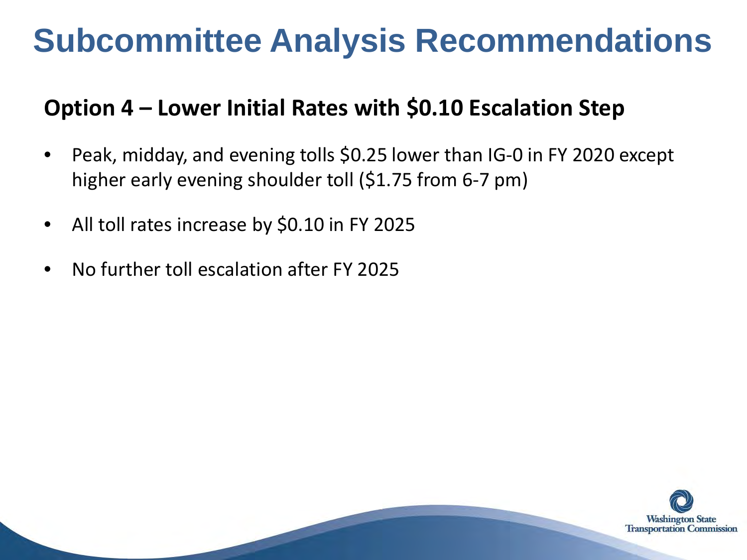# Subcommittee Analysis Recommendations

## Option 4 – Lower Initial Rates with $0.10 Escalation Step

- Peak, midday, and evening tolls $0.25 lower than IG-0 in FY 2020 except higher early evening shoulder toll ($1.75 from 6-7 pm)
- All toll rates increase by $0.10 in FY 2025
- No further toll escalation after FY 2025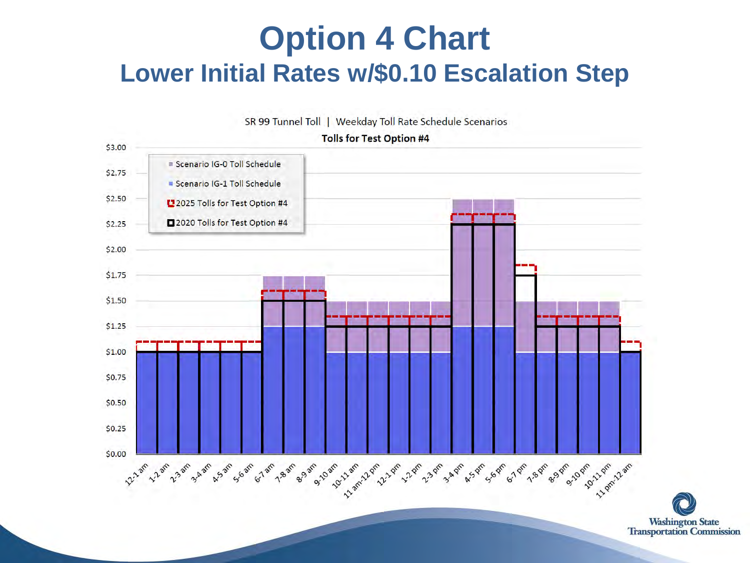# Option 4 Chart

## Lower Initial Rates w/$0.10 Escalation Step

SR 99 Tunnel Toll | Weekday Toll Rate Schedule Scenarios

**Tolls for Test Option #4**

- Scenario IG-0 Toll Schedule
- Scenario IG-1 Toll Schedule
- 2025 Tolls for Test Option #4
- 2020 Tolls for Test Option #4

| Hour | Scenario IG-0 | Scenario IG-1 | 2025 Tolls for Test Option #4 | 2020 Tolls for Test Option #4 |
|---|---|---|---|---|
| 12-1 am | $1.00 | $1.00 | $1.10 | $1.00 |
| 1-2 am | $1.00 | $1.00 | $1.10 | $1.00 |
| 2-3 am | $1.00 | $1.00 | $1.10 | $1.00 |
| 3-4 am | $1.00 | $1.00 | $1.10 | $1.00 |
| 4-5 am | $1.00 | $1.00 | $1.10 | $1.00 |
| 5-6 am | $1.00 | $1.00 | $1.10 | $1.00 |
| 6-7 am | $1.75 | $1.25 | $1.60 | $1.50 |
| 7-8 am | $1.75 | $1.25 | $1.60 | $1.50 |
| 8-9 am | $1.75 | $1.25 | $1.60 | $1.50 |
| 9-10 am | $1.50 | $1.00 | $1.35 | $1.25 |
| 10-11 am | $1.50 | $1.00 | $1.35 | $1.25 |
| 11 am-12 pm | $1.50 | $1.00 | $1.35 | $1.25 |
| 12-1 pm | $1.50 | $1.00 | $1.35 | $1.25 |
| 1-2 pm | $1.50 | $1.00 | $1.35 | $1.25 |
| 2-3 pm | $1.50 | $1.00 | $1.35 | $1.25 |
| 3-4 pm | $2.50 | $1.25 | $2.35 | $2.25 |
| 4-5 pm | $2.50 | $1.25 | $2.35 | $2.25 |
| 5-6 pm | $2.50 | $1.25 | $2.35 | $2.25 |
| 6-7 pm | $1.50 | $1.00 | $1.85 | $1.75 |
| 7-8 pm | $1.50 | $1.00 | $1.35 | $1.25 |
| 8-9 pm | $1.50 | $1.00 | $1.35 | $1.25 |
| 9-10 pm | $1.50 | $1.00 | $1.35 | $1.25 |
| 10-11 pm | $1.50 | $1.00 | $1.35 | $1.25 |
| 11 pm-12 am | $1.00 | $1.00 | $1.10 | $1.00 |

Washington State Transportation Commission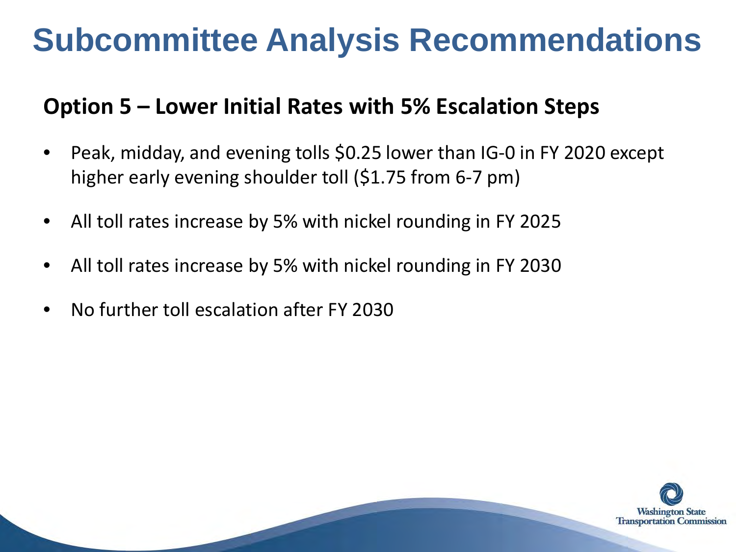# Subcommittee Analysis Recommendations

## Option 5 – Lower Initial Rates with 5% Escalation Steps

- Peak, midday, and evening tolls $0.25 lower than IG-0 in FY 2020 except higher early evening shoulder toll ($1.75 from 6-7 pm)
- All toll rates increase by 5% with nickel rounding in FY 2025
- All toll rates increase by 5% with nickel rounding in FY 2030
- No further toll escalation after FY 2030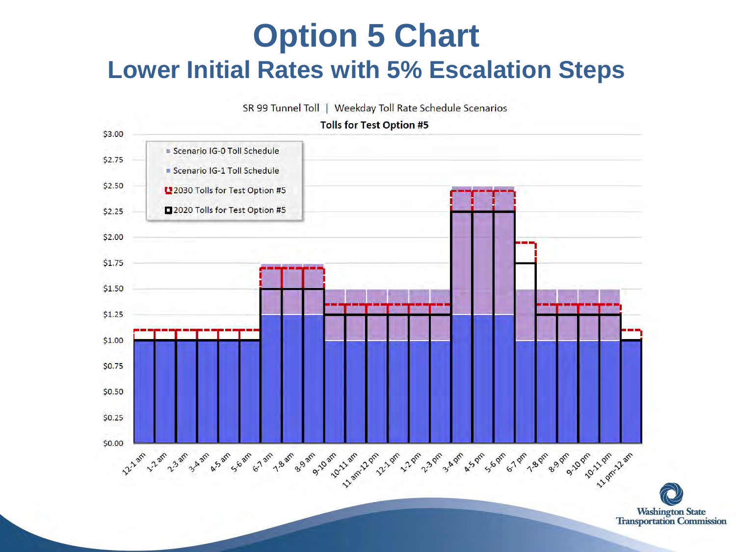# Option 5 Chart

## Lower Initial Rates with 5% Escalation Steps

SR 99 Tunnel Toll | Weekday Toll Rate Schedule Scenarios

**Tolls for Test Option #5**

- Scenario IG-0 Toll Schedule
- Scenario IG-1 Toll Schedule
- 2030 Tolls for Test Option #5
- 2020 Tolls for Test Option #5

$3.00, $2.75, $2.50, $2.25, $2.00, $1.75, $1.50, $1.25, $1.00, $0.75, $0.50, $0.25, $0.00

12-1 am, 1-2 am, 2-3 am, 3-4 am, 4-5 am, 5-6 am, 6-7 am, 7-8 am, 8-9 am, 9-10 am, 10-11 am, 11 am-12 pm, 12-1 pm, 1-2 pm, 2-3 pm, 3-4 pm, 4-5 pm, 5-6 pm, 6-7 pm, 7-8 pm, 8-9 pm, 9-10 pm, 10-11 pm, 11 pm-12 am

Washington State Transportation Commission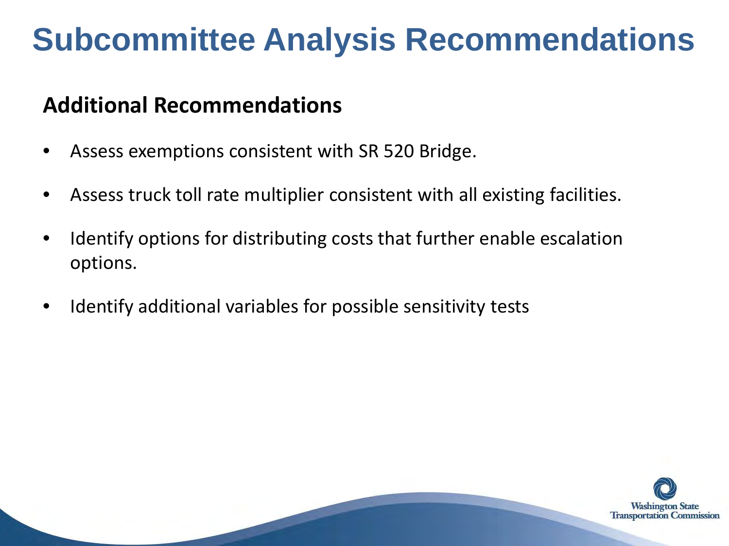# Subcommittee Analysis Recommendations

## Additional Recommendations

- Assess exemptions consistent with SR 520 Bridge.
- Assess truck toll rate multiplier consistent with all existing facilities.
- Identify options for distributing costs that further enable escalation options.
- Identify additional variables for possible sensitivity tests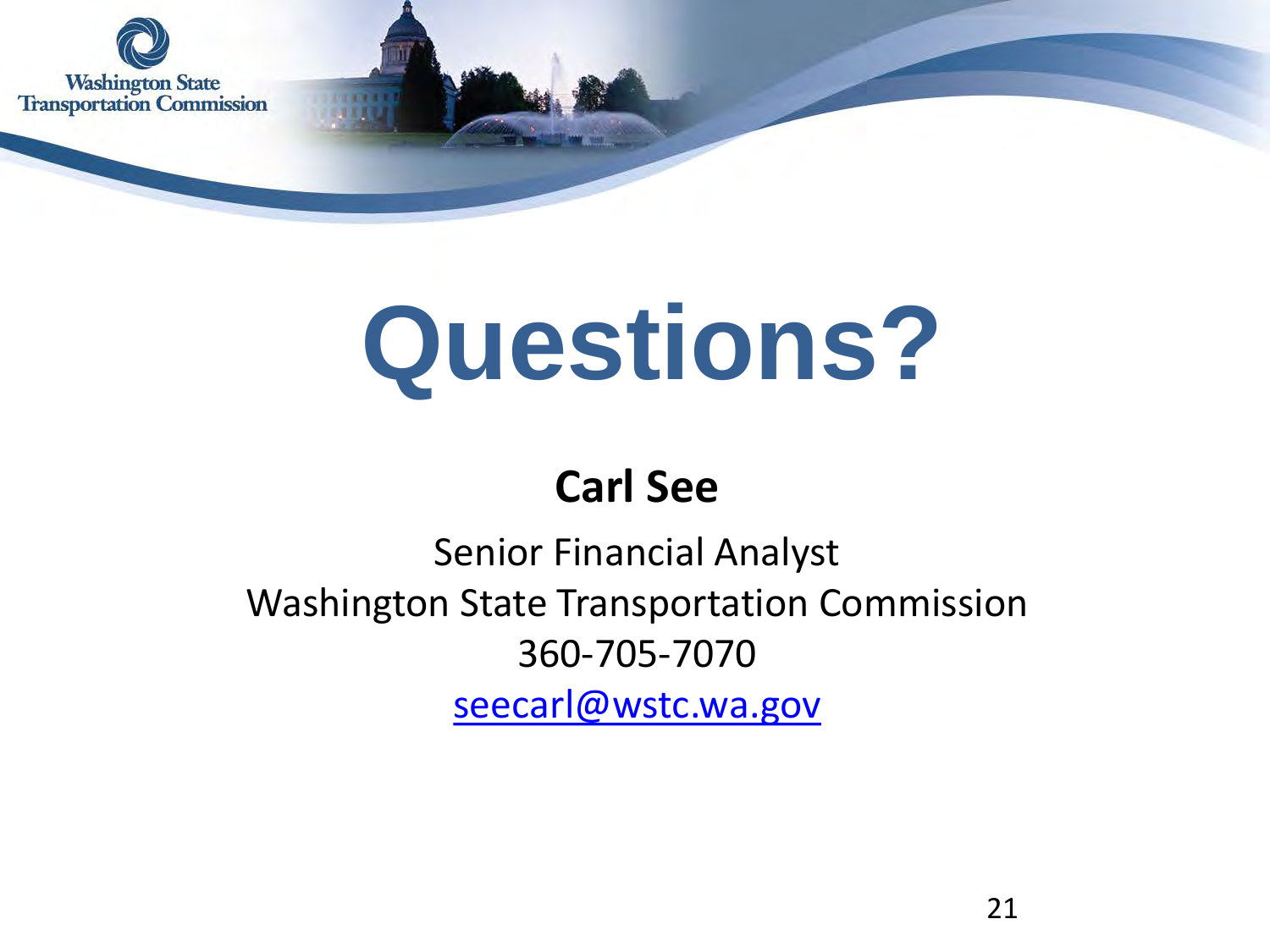# Questions?

**Carl See**

Senior Financial Analyst
Washington State Transportation Commission
360-705-7070
seecarl@wstc.wa.gov